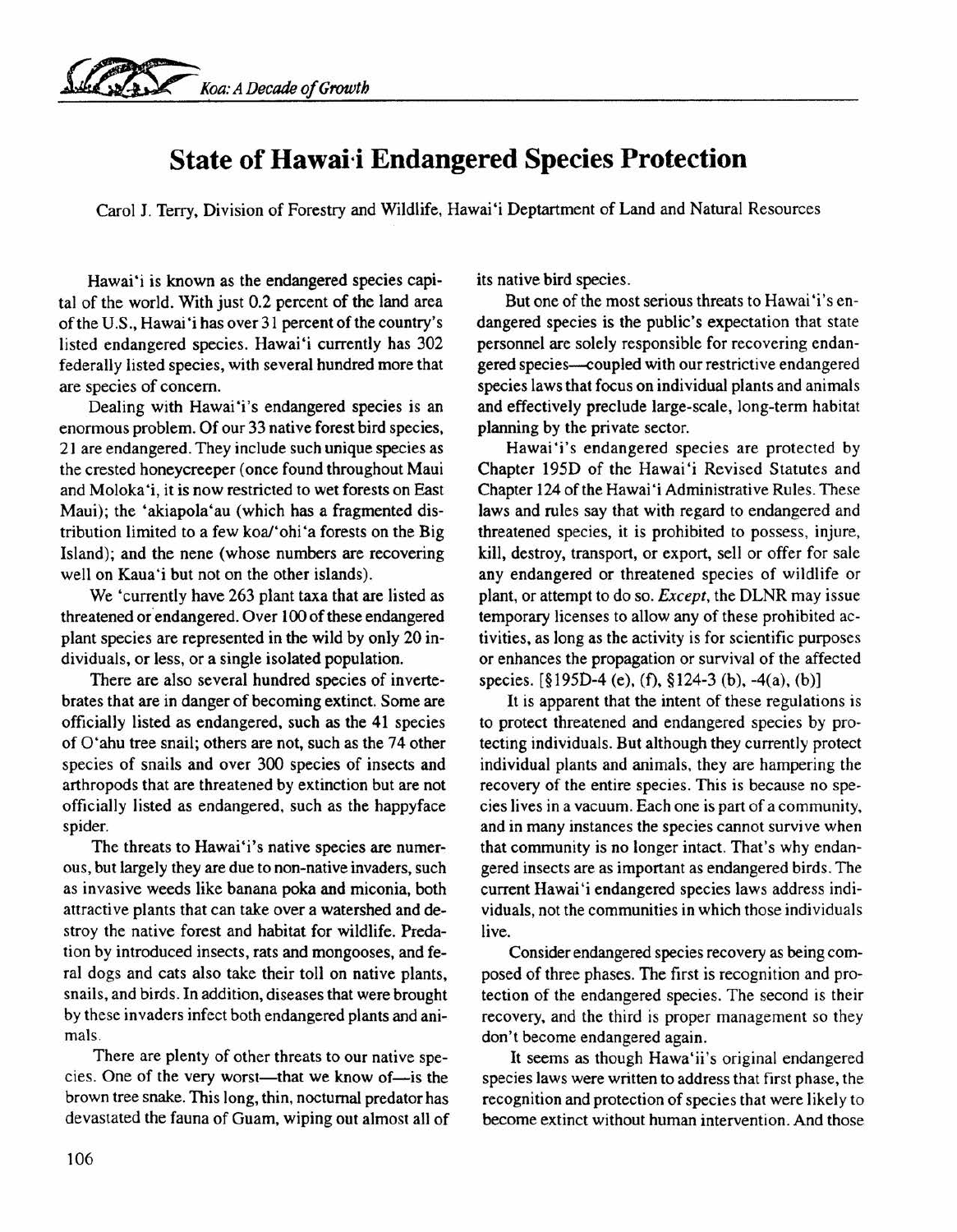# State of Hawai·i Endangered Species Protection

Carol J. Terry, Division of Forestry and Wildlife, Hawai'i Deptartment of Land and Natural Resources

Hawai'i is known as the endangered species capital of the world. With just 0.2 percent of the land area of the U.S., Hawai'i has over 31 percent of the country's listed endangered species. Hawai'i currently has 302 federally listed species, with several hundred more that are species of concern.

Dealing with Hawai'i's endangered species is an enormous problem. Of our 33 native forest bird species, 21 are endangered. They include such unique species as the crested honeycreeper (once found throughout Maui and Moloka'i, it is now restricted to wet forests on East Maui); the 'akiapola'au (which has a fragmented distribution limited to a few koa/'ohi'a forests on the Big Island); and the nene (whose numbers are recovering well on Kaua'i but not on the other islands).

We 'currently have 263 plant taxa that are listed as threatened or endangered. Over 100 of these endangered plant species are represented in the wild by only 20 individuals, or less, or a single isolated population.

There are also several hundred species of invertebrates that are in danger of becoming extinct. Some are officially listed as endangered, such as the 41 species of O'ahu tree snail; others are not, such as the 74 other species of snails and over 300 species of insects and arthropods that are threatened by extinction but are not officially listed as endangered, such as the happyface spider.

The threats to Hawai'i's native species are numerous, but largely they are due to non-native invaders, such as invasive weeds like banana poka and miconia, both attractive plants that can take over a watershed and destroy the native forest and habitat for wildlife. Predation by introduced insects, rats and mongooses, and feral dogs and cats also take their toll on native plants, snails, and birds. In addition, diseases that were brought by these invaders infect both endangered plants and animals.

There are plenty of other threats to our native species. One of the very worst—that we know of—is the brown tree snake. This long, thin, nocturnal predator has devastated the fauna of Guam, wiping out almost all of its native bird species.

But one of the most serious threats to Hawai'i's endangered species is the public's expectation that state personnel are solely responsible for recovering endangered species—coupled with our restrictive endangered species laws that focus on individual plants and animals and effectively preclude large-scale, long-term habitat planning by the private sector.

Hawai'i's endangered species are protected by Chapter 195D of the Hawai'i Revised Statutes and Chapter 124 of the Hawai'i Administrative Rules. These laws and rules say that with regard to endangered and threatened species, it is prohibited to possess, injure, kill, destroy, transport, or export, sell or offer for sale any endangered or threatened species of wildlife or plant, or attempt to do so. *Except*, the DLNR may issue temporary licenses to allow any of these prohibited activities, as long as the activity is for scientific purposes or enhances the propagation or survival of the affected species. [§195D-4 (e), (f), §124-3 (b), -4(a), (b)]

It is apparent that the intent of these regulations is to protect threatened and endangered species by protecting individuals. But although they currently protect individual plants and animals, they are hampering the recovery of the entire species. This is because no species lives in a vacuum. Each one is part of a community, and in many instances the species cannot survive when that community is no longer intact. That's why endangered insects are as important as endangered birds. The current Hawai'i endangered species laws address individuals, not the communities in which those individuals live.

Consider endangered species recovery as being composed of three phases. The first is recognition and protection of the endangered species. The second is their recovery, and the third is proper management so they don't become endangered again.

It seems as though Hawa'ii's original endangered species laws were written to address that first phase, the recognition and protection of species that were likely to become extinct without human intervention. And those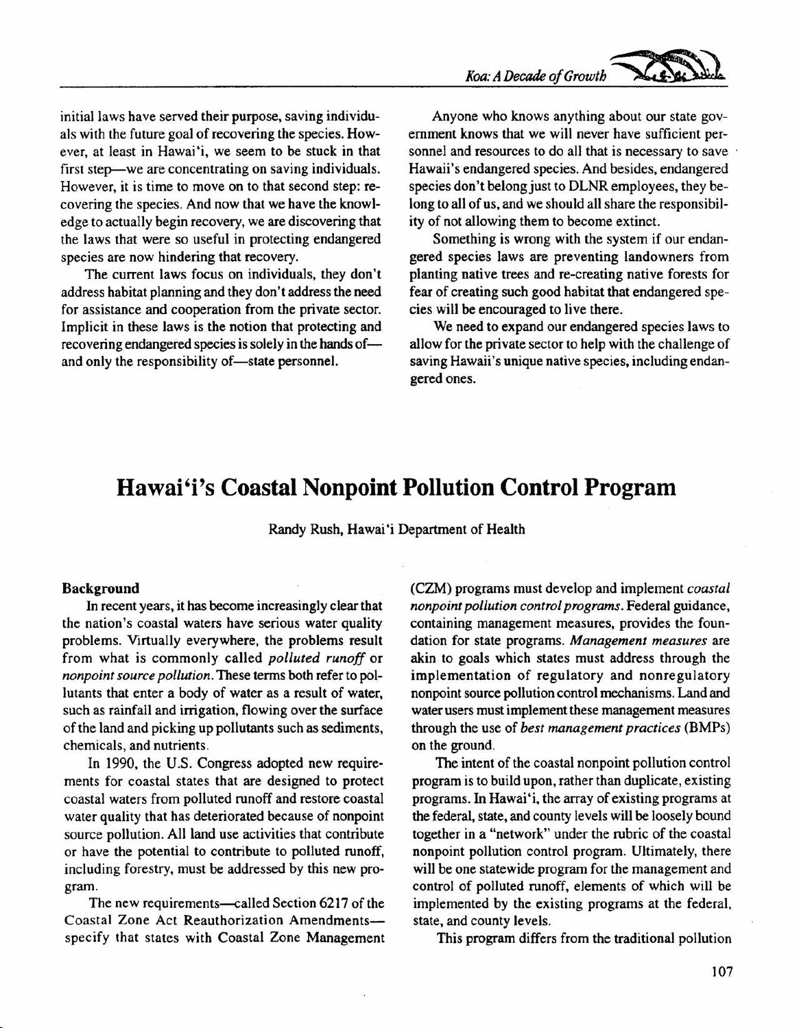initial laws have served their purpose, saving individuals with the future goal of recovering the species. However, at least in Hawai'i, we seem to be stuck in that first step—we are concentrating on saving individuals. However, it is time to move on to that second step: recovering the species. And now that we have the knowledge to actually begin recovery, we are discovering that the laws that were so useful in protecting endangered species are now hindering that recovery.

The current laws focus on individuals, they don't address habitat planning and they don't address the need for assistance and cooperation from the private sector. Implicit in these laws is the notion that protecting and recovering endangered species is solely in the hands of—and only the responsibility of—state personnel.

Anyone who knows anything about our state government knows that we will never have sufficient personnel and resources to do all that is necessary to save Hawaii's endangered species. And besides, endangered species don't belong just to DLNR employees, they belong to all of us, and we should all share the responsibility of not allowing them to become extinct.

Something is wrong with the system if our endangered species laws are preventing landowners from planting native trees and re-creating native forests for fear of creating such good habitat that endangered species will be encouraged to live there.

We need to expand our endangered species laws to allow for the private sector to help with the challenge of saving Hawaii's unique native species, including endangered ones.

# Hawai'i's Coastal Nonpoint Pollution Control Program

Randy Rush, Hawai'i Department of Health

### Background

In recent years, it has become increasingly clear that the nation's coastal waters have serious water quality problems. Virtually everywhere, the problems result from what is commonly called *polluted runoff* or *nonpoint source pollution*. These terms both refer to pollutants that enter a body of water as a result of water, such as rainfall and irrigation, flowing over the surface of the land and picking up pollutants such as sediments, chemicals, and nutrients.

In 1990, the U.S. Congress adopted new requirements for coastal states that are designed to protect coastal waters from polluted runoff and restore coastal water quality that has deteriorated because of nonpoint source pollution. All land use activities that contribute or have the potential to contribute to polluted runoff, including forestry, must be addressed by this new program.

The new requirements—called Section 6217 of the Coastal Zone Act Reauthorization Amendments—specify that states with Coastal Zone Management (CZM) programs must develop and implement *coastal nonpoint pollution control programs*. Federal guidance, containing management measures, provides the foundation for state programs. *Management measures* are akin to goals which states must address through the implementation of regulatory and nonregulatory nonpoint source pollution control mechanisms. Land and water users must implement these management measures through the use of *best management practices* (BMPs) on the ground.

The intent of the coastal nonpoint pollution control program is to build upon, rather than duplicate, existing programs. In Hawai'i, the array of existing programs at the federal, state, and county levels will be loosely bound together in a "network" under the rubric of the coastal nonpoint pollution control program. Ultimately, there will be one statewide program for the management and control of polluted runoff, elements of which will be implemented by the existing programs at the federal, state, and county levels.

This program differs from the traditional pollution